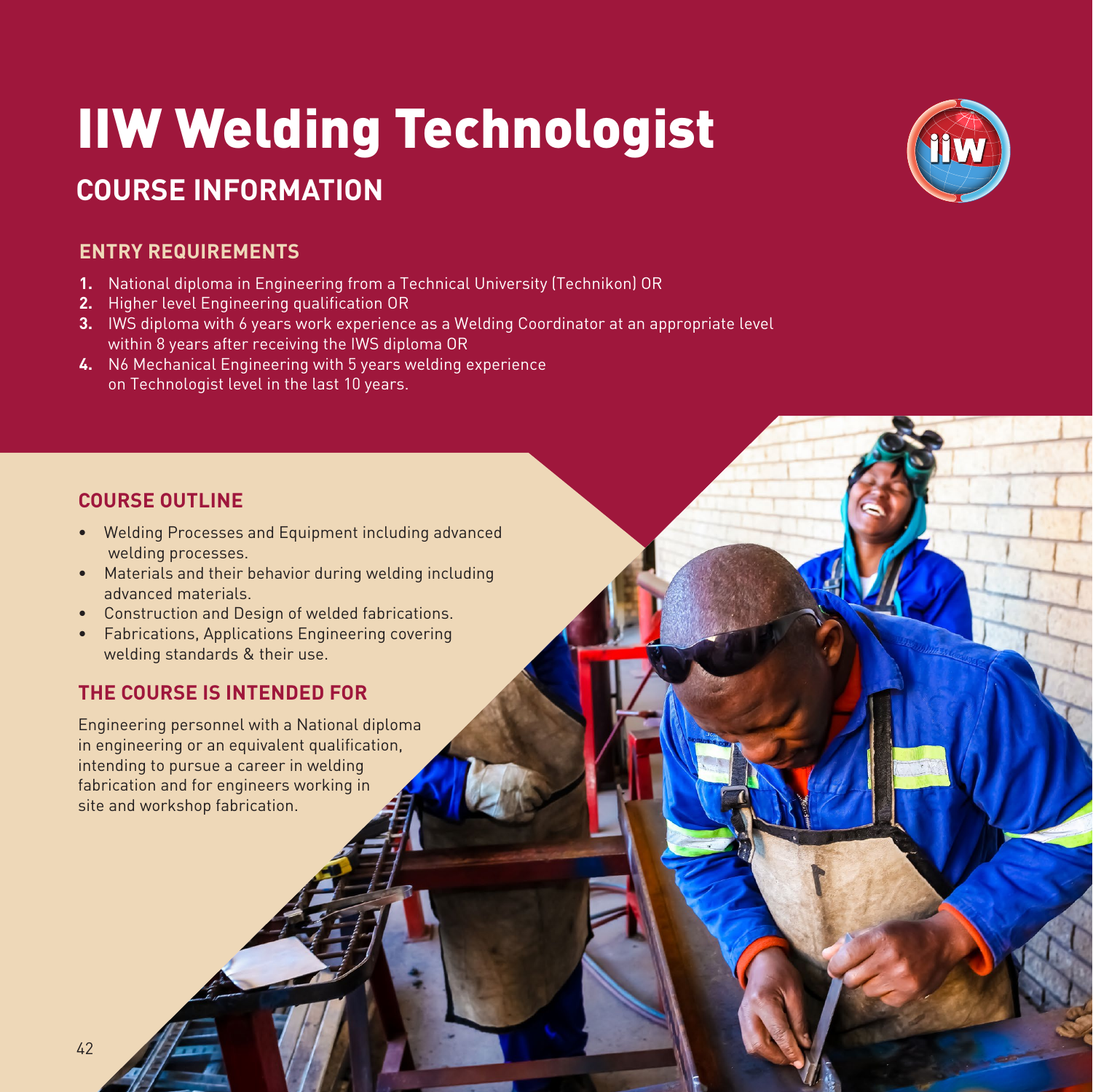# IIW Welding Technologist

## COURSE INFORMATION

### ENTRY REQUIREMENTS

1. National diploma in Engineering from a Technical University (Technikon) OR
2. Higher level Engineering qualification OR
3. IWS diploma with 6 years work experience as a Welding Coordinator at an appropriate level within 8 years after receiving the IWS diploma OR
4. N6 Mechanical Engineering with 5 years welding experience on Technologist level in the last 10 years.

### COURSE OUTLINE

- Welding Processes and Equipment including advanced welding processes.
- Materials and their behavior during welding including advanced materials.
- Construction and Design of welded fabrications.
- Fabrications, Applications Engineering covering welding standards & their use.

### THE COURSE IS INTENDED FOR

Engineering personnel with a National diploma in engineering or an equivalent qualification, intending to pursue a career in welding fabrication and for engineers working in site and workshop fabrication.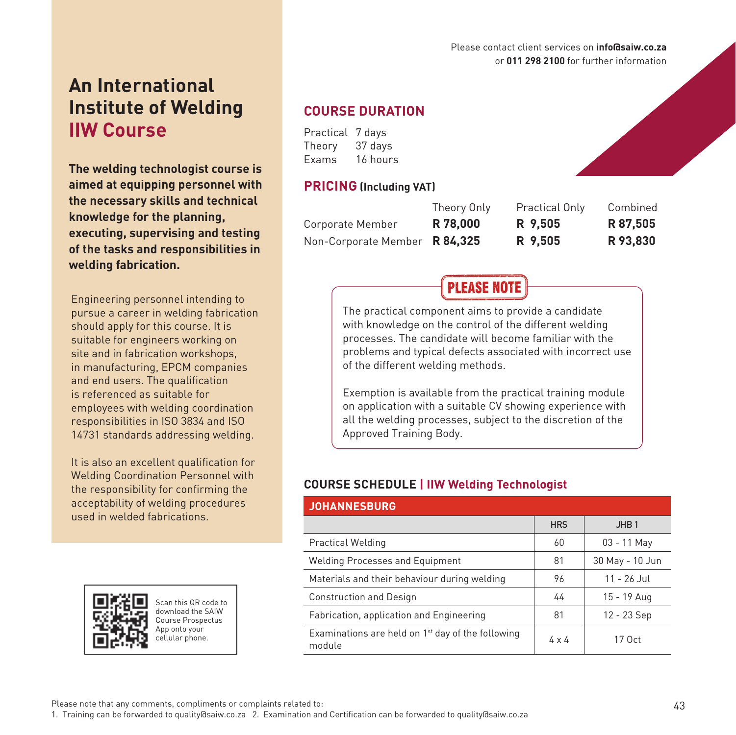# An International Institute of Welding IIW Course

**The welding technologist course is aimed at equipping personnel with the necessary skills and technical knowledge for the planning, executing, supervising and testing of the tasks and responsibilities in welding fabrication.**

Engineering personnel intending to pursue a career in welding fabrication should apply for this course. It is suitable for engineers working on site and in fabrication workshops, in manufacturing, EPCM companies and end users. The qualification is referenced as suitable for employees with welding coordination responsibilities in ISO 3834 and ISO 14731 standards addressing welding.

It is also an excellent qualification for Welding Coordination Personnel with the responsibility for confirming the acceptability of welding procedures used in welded fabrications.

Scan this QR code to download the SAIW Course Prospectus App onto your cellular phone.

Please contact client services on **info@saiw.co.za** or **011 298 2100** for further information

## COURSE DURATION

| | |
|---|---|
| Practical | 7 days |
| Theory | 37 days |
| Exams | 16 hours |

## PRICING (Including VAT)

| | Theory Only | Practical Only | Combined |
|---|---|---|---|
| Corporate Member | **R 78,000** | **R 9,505** | **R 87,505** |
| Non-Corporate Member | **R 84,325** | **R 9,505** | **R 93,830** |

**PLEASE NOTE**

The practical component aims to provide a candidate with knowledge on the control of the different welding processes. The candidate will become familiar with the problems and typical defects associated with incorrect use of the different welding methods.

Exemption is available from the practical training module on application with a suitable CV showing experience with all the welding processes, subject to the discretion of the Approved Training Body.

## COURSE SCHEDULE | IIW Welding Technologist

**JOHANNESBURG**

| | HRS | JHB 1 |
|---|---|---|
| Practical Welding | 60 | 03 - 11 May |
| Welding Processes and Equipment | 81 | 30 May - 10 Jun |
| Materials and their behaviour during welding | 96 | 11 - 26 Jul |
| Construction and Design | 44 | 15 - 19 Aug |
| Fabrication, application and Engineering | 81 | 12 - 23 Sep |
| Examinations are held on 1st day of the following module | 4 x 4 | 17 Oct |

Please note that any comments, compliments or complaints related to:
1. Training can be forwarded to quality@saiw.co.za 2. Examination and Certification can be forwarded to quality@saiw.co.za